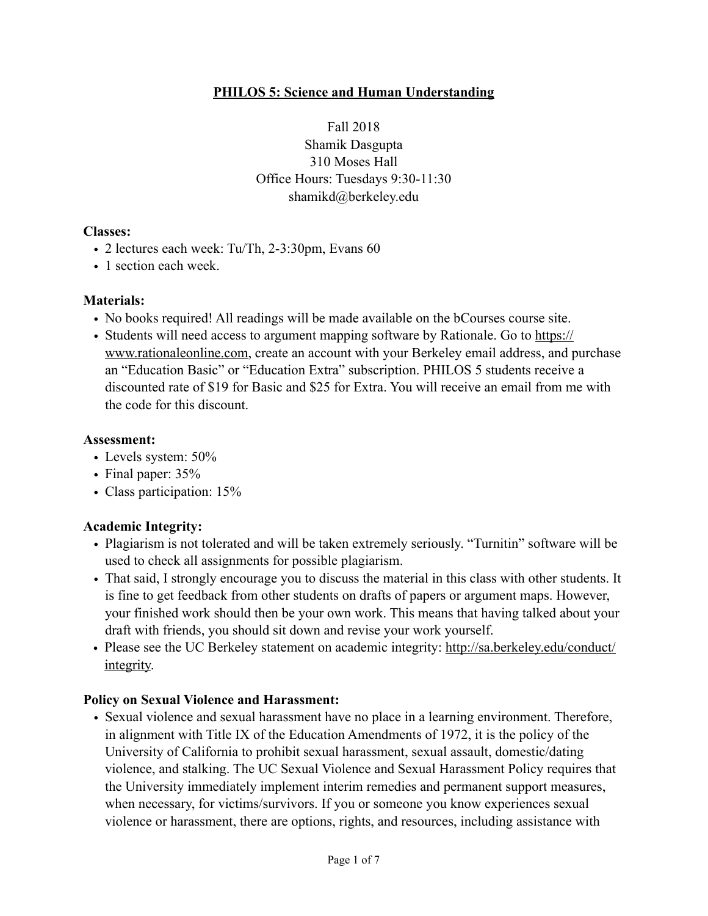# PHILOS 5: Science and Human Understanding

Fall 2018
Shamik Dasgupta
310 Moses Hall
Office Hours: Tuesdays 9:30-11:30
shamikd@berkeley.edu

**Classes:**

- 2 lectures each week: Tu/Th, 2-3:30pm, Evans 60
- 1 section each week.

**Materials:**

- No books required! All readings will be made available on the bCourses course site.
- Students will need access to argument mapping software by Rationale. Go to https://www.rationaleonline.com, create an account with your Berkeley email address, and purchase an "Education Basic" or "Education Extra" subscription. PHILOS 5 students receive a discounted rate of $19 for Basic and $25 for Extra. You will receive an email from me with the code for this discount.

**Assessment:**

- Levels system: 50%
- Final paper: 35%
- Class participation: 15%

**Academic Integrity:**

- Plagiarism is not tolerated and will be taken extremely seriously. "Turnitin" software will be used to check all assignments for possible plagiarism.
- That said, I strongly encourage you to discuss the material in this class with other students. It is fine to get feedback from other students on drafts of papers or argument maps. However, your finished work should then be your own work. This means that having talked about your draft with friends, you should sit down and revise your work yourself.
- Please see the UC Berkeley statement on academic integrity: http://sa.berkeley.edu/conduct/integrity.

**Policy on Sexual Violence and Harassment:**

- Sexual violence and sexual harassment have no place in a learning environment. Therefore, in alignment with Title IX of the Education Amendments of 1972, it is the policy of the University of California to prohibit sexual harassment, sexual assault, domestic/dating violence, and stalking. The UC Sexual Violence and Sexual Harassment Policy requires that the University immediately implement interim remedies and permanent support measures, when necessary, for victims/survivors. If you or someone you know experiences sexual violence or harassment, there are options, rights, and resources, including assistance with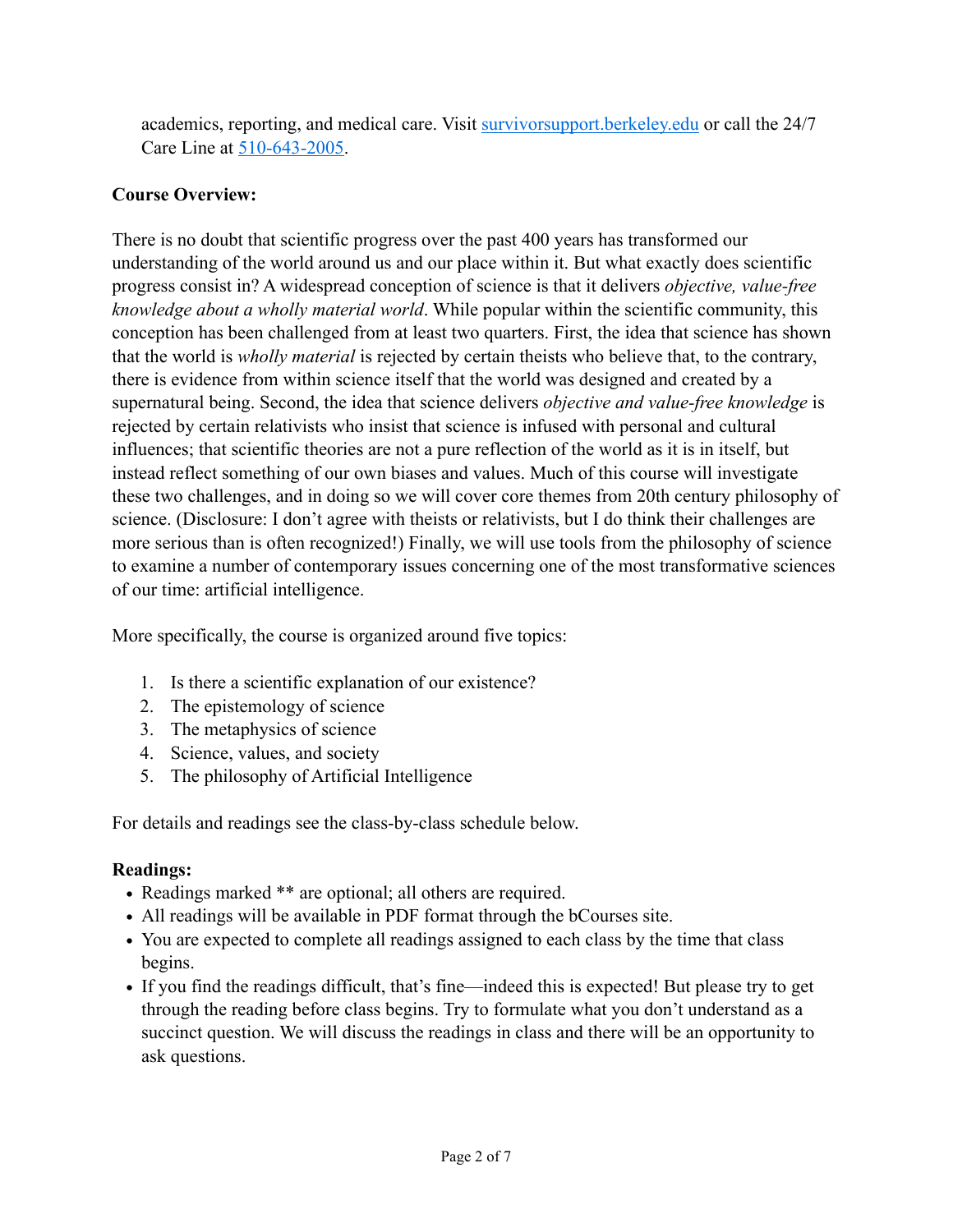academics, reporting, and medical care. Visit [survivorsupport.berkeley.edu](survivorsupport.berkeley.edu) or call the 24/7 Care Line at [510-643-2005](510-643-2005).

**Course Overview:**

There is no doubt that scientific progress over the past 400 years has transformed our understanding of the world around us and our place within it. But what exactly does scientific progress consist in? A widespread conception of science is that it delivers *objective, value-free knowledge about a wholly material world*. While popular within the scientific community, this conception has been challenged from at least two quarters. First, the idea that science has shown that the world is *wholly material* is rejected by certain theists who believe that, to the contrary, there is evidence from within science itself that the world was designed and created by a supernatural being. Second, the idea that science delivers *objective and value-free knowledge* is rejected by certain relativists who insist that science is infused with personal and cultural influences; that scientific theories are not a pure reflection of the world as it is in itself, but instead reflect something of our own biases and values. Much of this course will investigate these two challenges, and in doing so we will cover core themes from 20th century philosophy of science. (Disclosure: I don't agree with theists or relativists, but I do think their challenges are more serious than is often recognized!) Finally, we will use tools from the philosophy of science to examine a number of contemporary issues concerning one of the most transformative sciences of our time: artificial intelligence.

More specifically, the course is organized around five topics:

1. Is there a scientific explanation of our existence?
2. The epistemology of science
3. The metaphysics of science
4. Science, values, and society
5. The philosophy of Artificial Intelligence

For details and readings see the class-by-class schedule below.

**Readings:**

- Readings marked ** are optional; all others are required.
- All readings will be available in PDF format through the bCourses site.
- You are expected to complete all readings assigned to each class by the time that class begins.
- If you find the readings difficult, that's fine—indeed this is expected! But please try to get through the reading before class begins. Try to formulate what you don't understand as a succinct question. We will discuss the readings in class and there will be an opportunity to ask questions.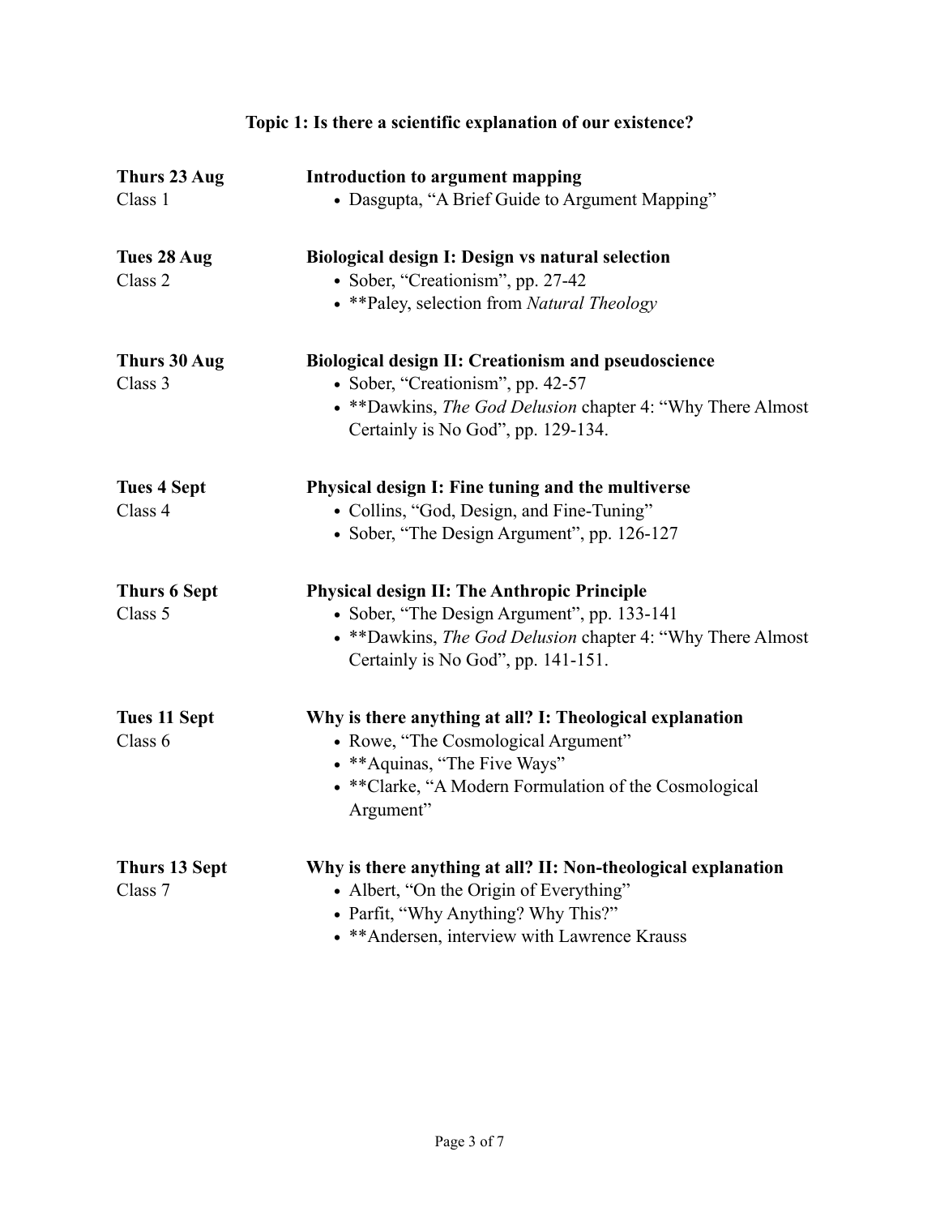## Topic 1: Is there a scientific explanation of our existence?

**Thurs 23 Aug**
Class 1

**Introduction to argument mapping**

- Dasgupta, "A Brief Guide to Argument Mapping"

**Tues 28 Aug**
Class 2

**Biological design I: Design vs natural selection**

- Sober, "Creationism", pp. 27-42
- **Paley, selection from *Natural Theology*

**Thurs 30 Aug**
Class 3

**Biological design II: Creationism and pseudoscience**

- Sober, "Creationism", pp. 42-57
- **Dawkins, *The God Delusion* chapter 4: "Why There Almost Certainly is No God", pp. 129-134.

**Tues 4 Sept**
Class 4

**Physical design I: Fine tuning and the multiverse**

- Collins, "God, Design, and Fine-Tuning"
- Sober, "The Design Argument", pp. 126-127

**Thurs 6 Sept**
Class 5

**Physical design II: The Anthropic Principle**

- Sober, "The Design Argument", pp. 133-141
- **Dawkins, *The God Delusion* chapter 4: "Why There Almost Certainly is No God", pp. 141-151.

**Tues 11 Sept**
Class 6

**Why is there anything at all? I: Theological explanation**

- Rowe, "The Cosmological Argument"
- **Aquinas, "The Five Ways"
- **Clarke, "A Modern Formulation of the Cosmological Argument"

**Thurs 13 Sept**
Class 7

**Why is there anything at all? II: Non-theological explanation**

- Albert, "On the Origin of Everything"
- Parfit, "Why Anything? Why This?"
- **Andersen, interview with Lawrence Krauss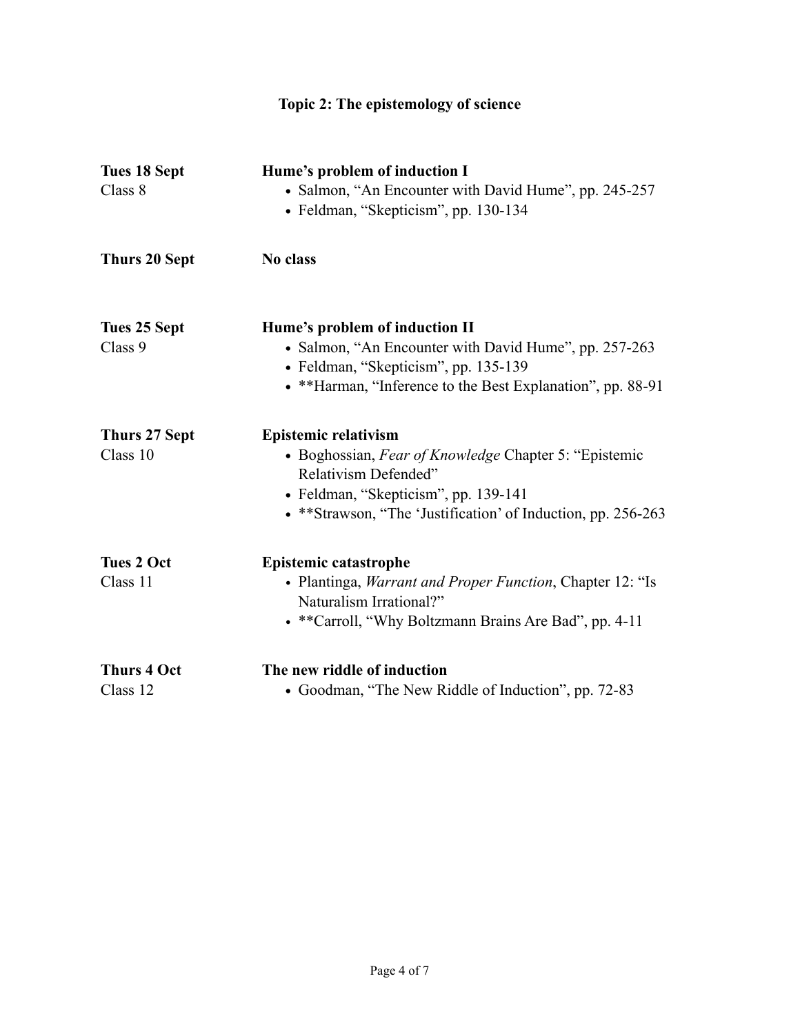## Topic 2: The epistemology of science

| | |
|---|---|
| **Tues 18 Sept**<br>Class 8 | **Hume's problem of induction I**<br>• Salmon, "An Encounter with David Hume", pp. 245-257<br>• Feldman, "Skepticism", pp. 130-134 |
| **Thurs 20 Sept** | **No class** |
| **Tues 25 Sept**<br>Class 9 | **Hume's problem of induction II**<br>• Salmon, "An Encounter with David Hume", pp. 257-263<br>• Feldman, "Skepticism", pp. 135-139<br>• **Harman, "Inference to the Best Explanation", pp. 88-91 |
| **Thurs 27 Sept**<br>Class 10 | **Epistemic relativism**<br>• Boghossian, *Fear of Knowledge* Chapter 5: "Epistemic Relativism Defended"<br>• Feldman, "Skepticism", pp. 139-141<br>• **Strawson, "The 'Justification' of Induction, pp. 256-263 |
| **Tues 2 Oct**<br>Class 11 | **Epistemic catastrophe**<br>• Plantinga, *Warrant and Proper Function*, Chapter 12: "Is Naturalism Irrational?"<br>• **Carroll, "Why Boltzmann Brains Are Bad", pp. 4-11 |
| **Thurs 4 Oct**<br>Class 12 | **The new riddle of induction**<br>• Goodman, "The New Riddle of Induction", pp. 72-83 |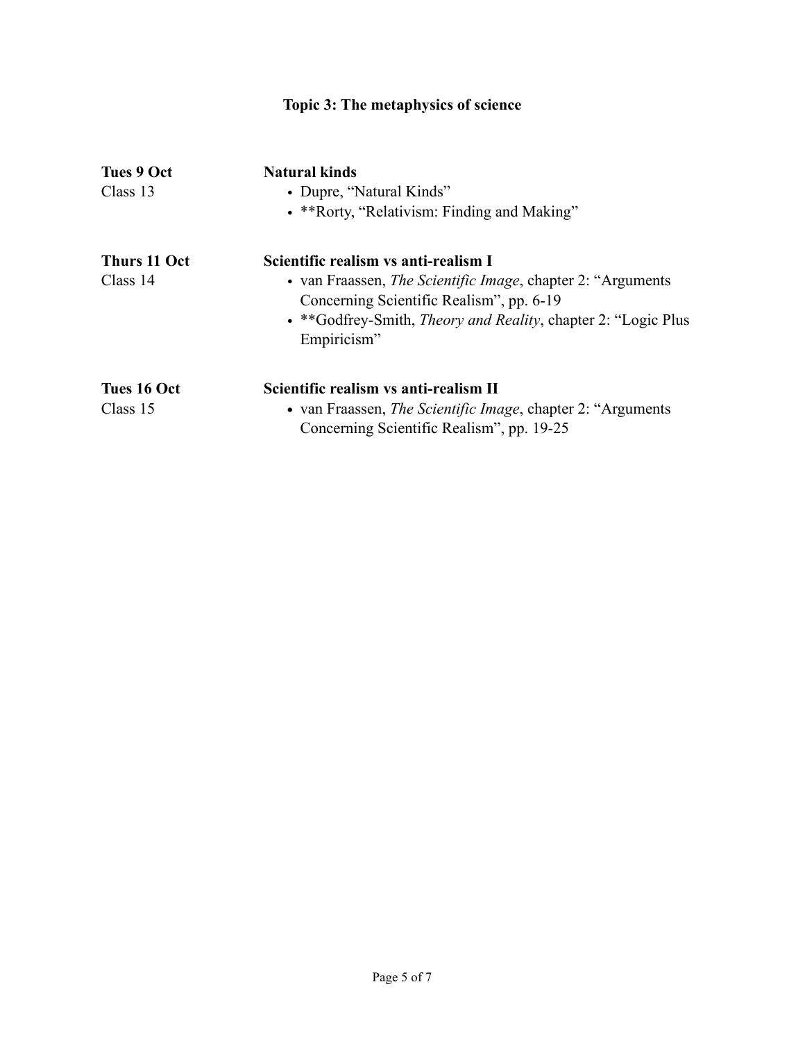## Topic 3: The metaphysics of science

**Tues 9 Oct**
Class 13

**Natural kinds**

- Dupre, "Natural Kinds"
- **Rorty, "Relativism: Finding and Making"

**Thurs 11 Oct**
Class 14

**Scientific realism vs anti-realism I**

- van Fraassen, *The Scientific Image*, chapter 2: "Arguments Concerning Scientific Realism", pp. 6-19
- **Godfrey-Smith, *Theory and Reality*, chapter 2: "Logic Plus Empiricism"

**Tues 16 Oct**
Class 15

**Scientific realism vs anti-realism II**

- van Fraassen, *The Scientific Image*, chapter 2: "Arguments Concerning Scientific Realism", pp. 19-25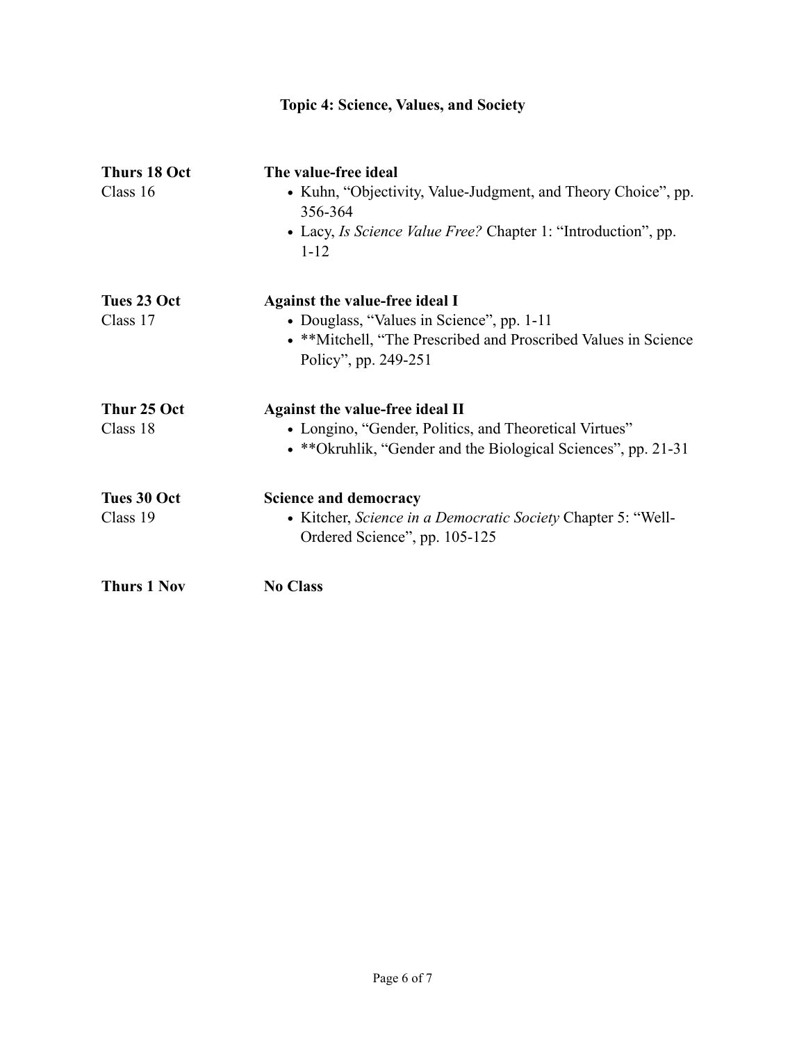## Topic 4: Science, Values, and Society

**Thurs 18 Oct**
Class 16

**The value-free ideal**
- Kuhn, "Objectivity, Value-Judgment, and Theory Choice", pp. 356-364
- Lacy, *Is Science Value Free?* Chapter 1: "Introduction", pp. 1-12

**Tues 23 Oct**
Class 17

**Against the value-free ideal I**
- Douglass, "Values in Science", pp. 1-11
- **Mitchell, "The Prescribed and Proscribed Values in Science Policy", pp. 249-251

**Thur 25 Oct**
Class 18

**Against the value-free ideal II**
- Longino, "Gender, Politics, and Theoretical Virtues"
- **Okruhlik, "Gender and the Biological Sciences", pp. 21-31

**Tues 30 Oct**
Class 19

**Science and democracy**
- Kitcher, *Science in a Democratic Society* Chapter 5: "Well-Ordered Science", pp. 105-125

**Thurs 1 Nov**

**No Class**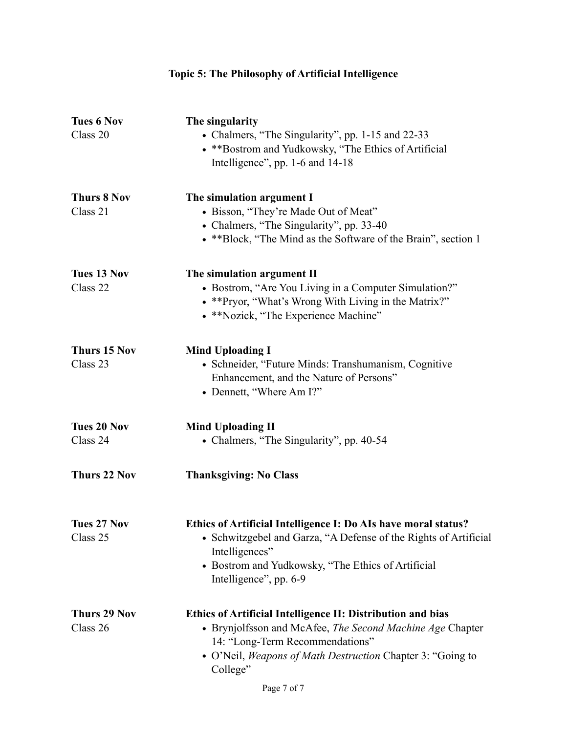## Topic 5: The Philosophy of Artificial Intelligence

**Tues 6 Nov**
Class 20

**The singularity**

- Chalmers, "The Singularity", pp. 1-15 and 22-33
- **Bostrom and Yudkowsky, "The Ethics of Artificial Intelligence", pp. 1-6 and 14-18

**Thurs 8 Nov**
Class 21

**The simulation argument I**

- Bisson, "They're Made Out of Meat"
- Chalmers, "The Singularity", pp. 33-40
- **Block, "The Mind as the Software of the Brain", section 1

**Tues 13 Nov**
Class 22

**The simulation argument II**

- Bostrom, "Are You Living in a Computer Simulation?"
- **Pryor, "What's Wrong With Living in the Matrix?"
- **Nozick, "The Experience Machine"

**Thurs 15 Nov**
Class 23

**Mind Uploading I**

- Schneider, "Future Minds: Transhumanism, Cognitive Enhancement, and the Nature of Persons"
- Dennett, "Where Am I?"

**Tues 20 Nov**
Class 24

**Mind Uploading II**

- Chalmers, "The Singularity", pp. 40-54

**Thurs 22 Nov**

**Thanksgiving: No Class**

**Tues 27 Nov**
Class 25

**Ethics of Artificial Intelligence I: Do AIs have moral status?**

- Schwitzgebel and Garza, "A Defense of the Rights of Artificial Intelligences"
- Bostrom and Yudkowsky, "The Ethics of Artificial Intelligence", pp. 6-9

**Thurs 29 Nov**
Class 26

**Ethics of Artificial Intelligence II: Distribution and bias**

- Brynjolfsson and McAfee, *The Second Machine Age* Chapter 14: "Long-Term Recommendations"
- O'Neil, *Weapons of Math Destruction* Chapter 3: "Going to College"